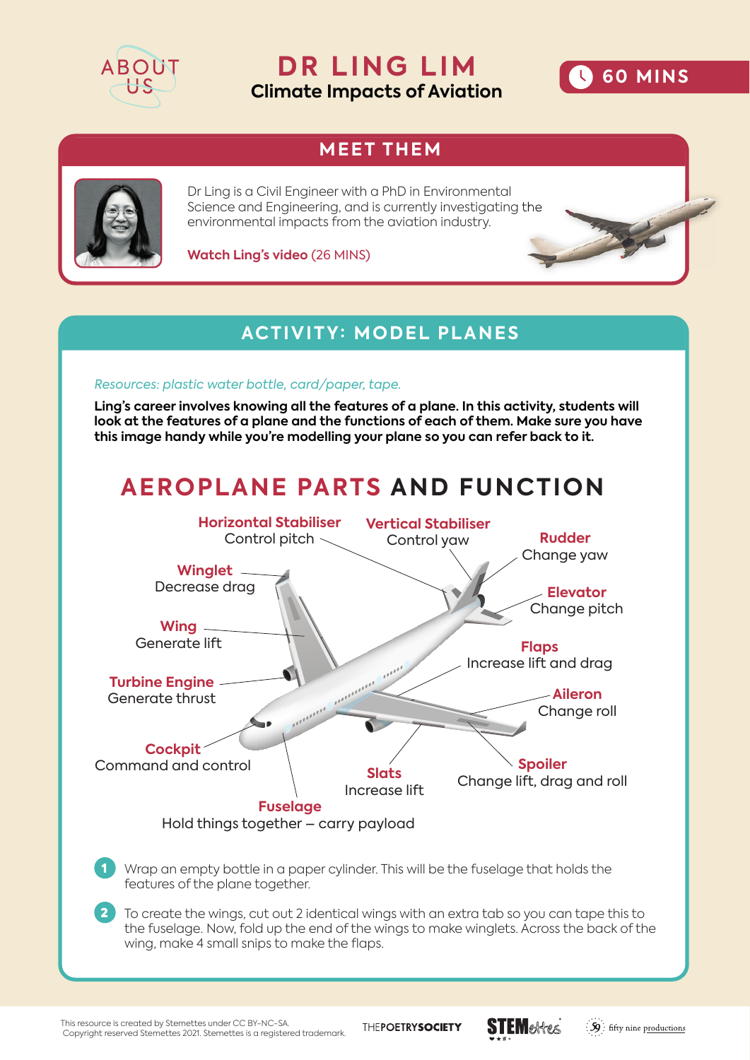ABOUT US

# DR LING LIM

## Climate Impacts of Aviation

60 MINS

## MEET THEM

Dr Ling is a Civil Engineer with a PhD in Environmental Science and Engineering, and is currently investigating the environmental impacts from the aviation industry.

**Watch Ling's video** (26 MINS)

## ACTIVITY: MODEL PLANES

*Resources: plastic water bottle, card/paper, tape.*

**Ling's career involves knowing all the features of a plane. In this activity, students will look at the features of a plane and the functions of each of them. Make sure you have this image handy while you're modelling your plane so you can refer back to it.**

### AEROPLANE PARTS AND FUNCTION

- **Horizontal Stabiliser** – Control pitch
- **Vertical Stabiliser** – Control yaw
- **Rudder** – Change yaw
- **Winglet** – Decrease drag
- **Elevator** – Change pitch
- **Wing** – Generate lift
- **Flaps** – Increase lift and drag
- **Turbine Engine** – Generate thrust
- **Aileron** – Change roll
- **Cockpit** – Command and control
- **Spoiler** – Change lift, drag and roll
- **Slats** – Increase lift
- **Fuselage** – Hold things together – carry payload

1. Wrap an empty bottle in a paper cylinder. This will be the fuselage that holds the features of the plane together.
2. To create the wings, cut out 2 identical wings with an extra tab so you can tape this to the fuselage. Now, fold up the end of the wings to make winglets. Across the back of the wing, make 4 small snips to make the flaps.

This resource is created by Stemettes under CC BY-NC-SA. Copyright reserved Stemettes 2021. Stemettes is a registered trademark.

THE POETRY SOCIETY | STEMettes | fifty nine productions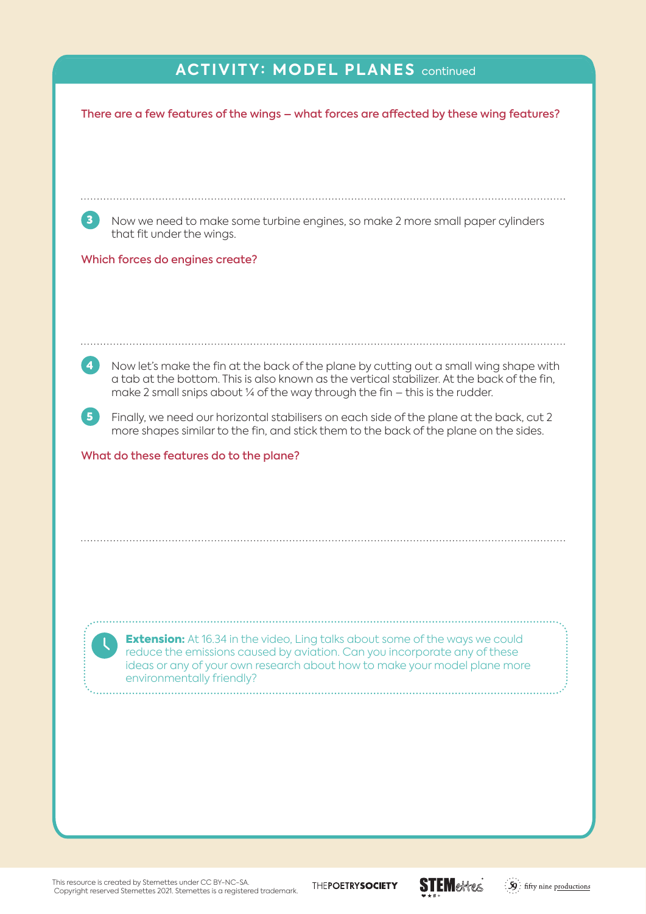## ACTIVITY: MODEL PLANES continued

**There are a few features of the wings – what forces are affected by these wing features?**

3. Now we need to make some turbine engines, so make 2 more small paper cylinders that fit under the wings.

**Which forces do engines create?**

4. Now let's make the fin at the back of the plane by cutting out a small wing shape with a tab at the bottom. This is also known as the vertical stabilizer. At the back of the fin, make 2 small snips about ¼ of the way through the fin – this is the rudder.

5. Finally, we need our horizontal stabilisers on each side of the plane at the back, cut 2 more shapes similar to the fin, and stick them to the back of the plane on the sides.

**What do these features do to the plane?**

**Extension:** At 16.34 in the video, Ling talks about some of the ways we could reduce the emissions caused by aviation. Can you incorporate any of these ideas or any of your own research about how to make your model plane more environmentally friendly?

This resource is created by Stemettes under CC BY-NC-SA.
Copyright reserved Stemettes 2021. Stemettes is a registered trademark.

THE POETRY SOCIETY STEMettes fifty nine productions